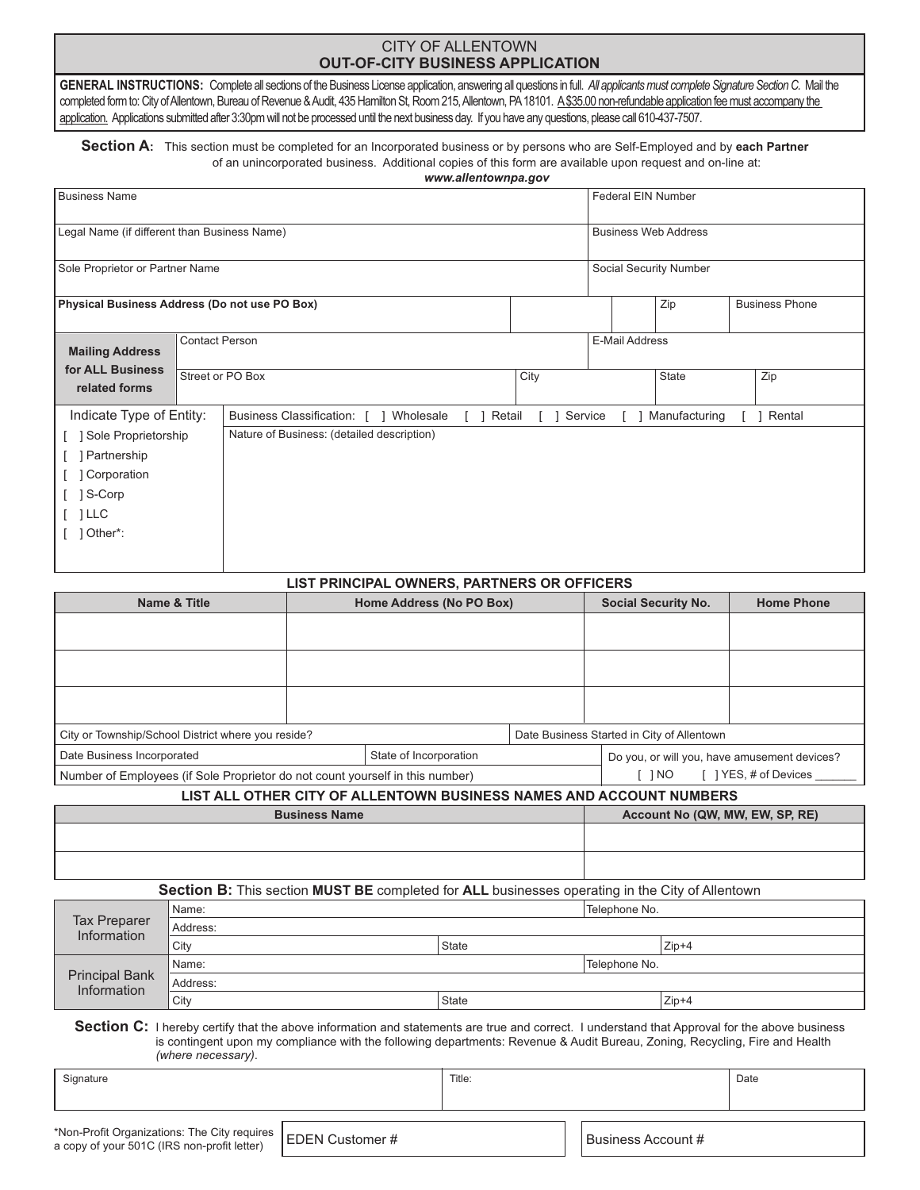# CITY OF ALLENTOWN
## OUT-OF-CITY BUSINESS APPLICATION

**GENERAL INSTRUCTIONS:** Complete all sections of the Business License application, answering all questions in full. *All applicants must complete Signature Section C.* Mail the completed form to: City of Allentown, Bureau of Revenue & Audit, 435 Hamilton St, Room 215, Allentown, PA 18101. A $35.00 non-refundable application fee must accompany the application. Applications submitted after 3:30pm will not be processed until the next business day. If you have any questions, please call 610-437-7507.

**Section A:** This section must be completed for an Incorporated business or by persons who are Self-Employed and by **each Partner** of an unincorporated business. Additional copies of this form are available upon request and on-line at: ***www.allentownpa.gov***

| Business Name | | | | Federal EIN Number | |
|---|---|---|---|---|---|
| Legal Name (if different than Business Name) | | | | Business Web Address | |
| Sole Proprietor or Partner Name | | | | Social Security Number | |
| **Physical Business Address (Do not use PO Box)** | | | | Zip | Business Phone |
| **Mailing Address for ALL Business related forms** | Contact Person | | | E-Mail Address | |
| | Street or PO Box | City | | State | Zip |

| Indicate Type of Entity: | Business Classification: [ ] Wholesale [ ] Retail [ ] Service [ ] Manufacturing [ ] Rental |
|---|---|
| [ ] Sole Proprietorship<br>[ ] Partnership<br>[ ] Corporation<br>[ ] S-Corp<br>[ ] LLC<br>[ ] Other*: | Nature of Business: (detailed description) |

### LIST PRINCIPAL OWNERS, PARTNERS OR OFFICERS

| Name & Title | Home Address (No PO Box) | Social Security No. | Home Phone |
|---|---|---|---|
| | | | |
| | | | |
| | | | |

| City or Township/School District where you reside? | | Date Business Started in City of Allentown |
|---|---|---|
| Date Business Incorporated | State of Incorporation | Do you, or will you, have amusement devices? |
| Number of Employees (if Sole Proprietor do not count yourself in this number) | | [ ] NO [ ] YES, # of Devices ______ |

### LIST ALL OTHER CITY OF ALLENTOWN BUSINESS NAMES AND ACCOUNT NUMBERS

| Business Name | Account No (QW, MW, EW, SP, RE) |
|---|---|
| | |
| | |

**Section B:** This section **MUST BE** completed for **ALL** businesses operating in the City of Allentown

| Tax Preparer Information | Name: | | Telephone No. |
|---|---|---|---|
| | Address: | | |
| | City | State | Zip+4 |
| Principal Bank Information | Name: | | Telephone No. |
| | Address: | | |
| | City | State | Zip+4 |

**Section C:** I hereby certify that the above information and statements are true and correct. I understand that Approval for the above business is contingent upon my compliance with the following departments: Revenue & Audit Bureau, Zoning, Recycling, Fire and Health *(where necessary)*.

| Signature | Title: | Date |
|---|---|---|
| | | |

*Non-Profit Organizations: The City requires a copy of your 501C (IRS non-profit letter)

| EDEN Customer # | Business Account # |
|---|---|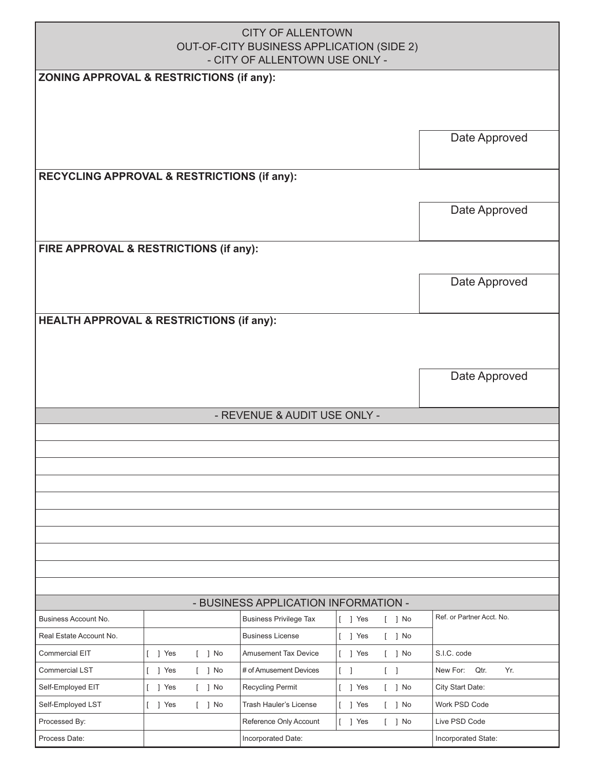# CITY OF ALLENTOWN
## OUT-OF-CITY BUSINESS APPLICATION (SIDE 2)
### - CITY OF ALLENTOWN USE ONLY -

**ZONING APPROVAL & RESTRICTIONS (if any):**

Date Approved

**RECYCLING APPROVAL & RESTRICTIONS (if any):**

Date Approved

**FIRE APPROVAL & RESTRICTIONS (if any):**

Date Approved

**HEALTH APPROVAL & RESTRICTIONS (if any):**

Date Approved

### - REVENUE & AUDIT USE ONLY -

### - BUSINESS APPLICATION INFORMATION -

| | | | | |
|---|---|---|---|---|
| Business Account No. | | Business Privilege Tax | [ ] Yes [ ] No | Ref. or Partner Acct. No. |
| Real Estate Account No. | | Business License | [ ] Yes [ ] No | |
| Commercial EIT | [ ] Yes [ ] No | Amusement Tax Device | [ ] Yes [ ] No | S.I.C. code |
| Commercial LST | [ ] Yes [ ] No | # of Amusement Devices | [ ] [ ] | New For: Qtr. Yr. |
| Self-Employed EIT | [ ] Yes [ ] No | Recycling Permit | [ ] Yes [ ] No | City Start Date: |
| Self-Employed LST | [ ] Yes [ ] No | Trash Hauler's License | [ ] Yes [ ] No | Work PSD Code |
| Processed By: | | Reference Only Account | [ ] Yes [ ] No | Live PSD Code |
| Process Date: | | Incorporated Date: | | Incorporated State: |